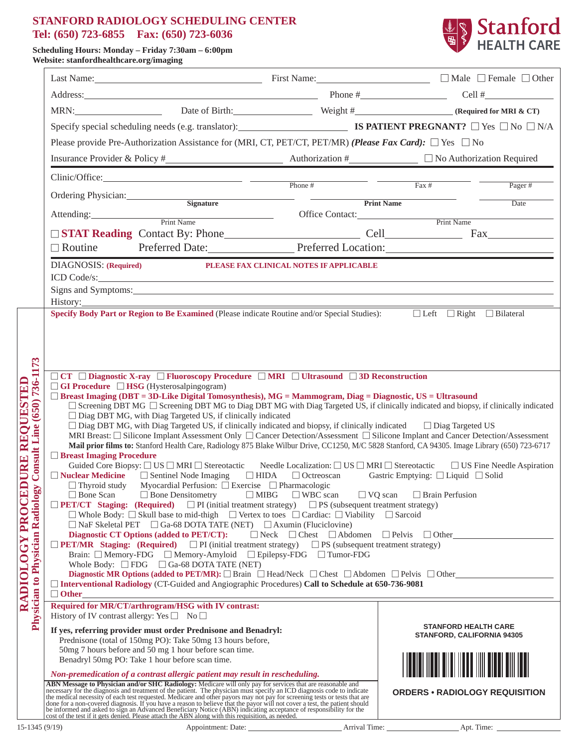# STANFORD RADIOLOGY SCHEDULING CENTER

**Tel: (650) 723-6855 Fax: (650) 723-6036**

**Scheduling Hours: Monday – Friday 7:30am – 6:00pm**
**Website: stanfordhealthcare.org/imaging**

Stanford HEALTH CARE

Last Name: ______________________ First Name: ______________________ ☐ Male ☐ Female ☐ Other

Address: ______________________ Phone # ______________ Cell # ______________

MRN: ______________ Date of Birth: ______________ Weight # ______________ **(Required for MRI & CT)**

Specify special scheduling needs (e.g. translator): ______________ **IS PATIENT PREGNANT?** ☐ Yes ☐ No ☐ N/A

Please provide Pre-Authorization Assistance for (MRI, CT, PET/CT, PET/MR) ***(Please Fax Card):*** ☐ Yes ☐ No

Insurance Provider & Policy # ______________ Authorization # ______________ ☐ No Authorization Required

Clinic/Office: ______________ ______________ Phone # ______________ Fax # ______________ Pager #

Ordering Physician: ______________ **Signature** ______________ **Print Name** ______________ Date

Attending: ______________ Print Name Office Contact: ______________ Print Name

☐ **STAT Reading** Contact By: Phone ______________ Cell ______________ Fax ______________

☐ Routine Preferred Date: ______________ Preferred Location: ______________

DIAGNOSIS: **(Required)** **PLEASE FAX CLINICAL NOTES IF APPLICABLE**

ICD Code/s: ______________

Signs and Symptoms: ______________

History: ______________

## RADIOLOGY PROCEDURE REQUESTED
**Physician to Physician Radiology Consult Line (650) 736-1173**

**Specify Body Part or Region to Be Examined** (Please indicate Routine and/or Special Studies): ☐ Left ☐ Right ☐ Bilateral

☐ **CT** ☐ **Diagnostic X-ray** ☐ **Fluoroscopy Procedure** ☐ **MRI** ☐ **Ultrasound** ☐ **3D Reconstruction**

☐ **GI Procedure** ☐ **HSG** (Hysterosalpingogram)

☐ **Breast Imaging (DBT = 3D-Like Digital Tomosynthesis), MG = Mammogram, Diag = Diagnostic, US = Ultrasound**

- ☐ Screening DBT MG ☐ Screening DBT MG to Diag DBT MG with Diag Targeted US, if clinically indicated and biopsy, if clinically indicated
- ☐ Diag DBT MG, with Diag Targeted US, if clinically indicated
- ☐ Diag DBT MG, with Diag Targeted US, if clinically indicated and biopsy, if clinically indicated ☐ Diag Targeted US
- MRI Breast: ☐ Silicone Implant Assessment Only ☐ Cancer Detection/Assessment ☐ Silicone Implant and Cancer Detection/Assessment
- **Mail prior films to:** Stanford Health Care, Radiology 875 Blake Wilbur Drive, CC1250, M/C 5828 Stanford, CA 94305. Image Library (650) 723-6717

☐ **Breast Imaging Procedure**

- Guided Core Biopsy: ☐ US ☐ MRI ☐ Stereotactic Needle Localization: ☐ US ☐ MRI ☐ Stereotactic ☐ US Fine Needle Aspiration

☐ **Nuclear Medicine** ☐ Sentinel Node Imaging ☐ HIDA ☐ Octreoscan Gastric Emptying: ☐ Liquid ☐ Solid

- ☐ Thyroid study Myocardial Perfusion: ☐ Exercise ☐ Pharmacologic
- ☐ Bone Scan ☐ Bone Densitometry ☐ MIBG ☐ WBC scan ☐ VQ scan ☐ Brain Perfusion

☐ **PET/CT Staging: (Required)** ☐ PI (initial treatment strategy) ☐ PS (subsequent treatment strategy)

- ☐ Whole Body: ☐ Skull base to mid-thigh ☐ Vertex to toes ☐ Cardiac: ☐ Viability ☐ Sarcoid
- ☐ NaF Skeletal PET ☐ Ga-68 DOTA TATE (NET) ☐ Axumin (Fluciclovine)
- **Diagnostic CT Options (added to PET/CT):** ☐ Neck ☐ Chest ☐ Abdomen ☐ Pelvis ☐ Other ______________

☐ **PET/MR Staging: (Required)** ☐ PI (initial treatment strategy) ☐ PS (subsequent treatment strategy)

- Brain: ☐ Memory-FDG ☐ Memory-Amyloid ☐ Epilepsy-FDG ☐ Tumor-FDG
- Whole Body: ☐ FDG ☐ Ga-68 DOTA TATE (NET)
- **Diagnostic MR Options (added to PET/MR):** ☐ Brain ☐ Head/Neck ☐ Chest ☐ Abdomen ☐ Pelvis ☐ Other ______________

☐ **Interventional Radiology** (CT-Guided and Angiographic Procedures) **Call to Schedule at 650-736-9081**

☐ **Other** ______________

**Required for MR/CT/arthrogram/HSG with IV contrast:**

History of IV contrast allergy: Yes ☐ No ☐

**If yes, referring provider must order Prednisone and Benadryl:**

Prednisone (total of 150mg PO): Take 50mg 13 hours before, 50mg 7 hours before and 50 mg 1 hour before scan time.

Benadryl 50mg PO: Take 1 hour before scan time.

***Non-premedication of a contrast allergic patient may result in rescheduling.***

**ABN Message to Physician and/or SHC Radiology:** Medicare will only pay for services that are reasonable and necessary for the diagnosis and treatment of the patient. The physician must specify an ICD diagnosis code to indicate the medical necessity of each test requested. Medicare and other payors may not pay for screening tests or tests that are done for a non-covered diagnosis. If you have a reason to believe that the payor will not cover a test, the patient should be informed and asked to sign an Advanced Beneficiary Notice (ABN) indicating acceptance of responsibility for the cost of the test if it gets denied. Please attach the ABN along with this requisition, as needed.

**STANFORD HEALTH CARE**
**STANFORD, CALIFORNIA 94305**

**ORDERS • RADIOLOGY REQUISITION**

15-1345 (9/19) Appointment: Date: ______________ Arrival Time: ______________ Apt. Time: ______________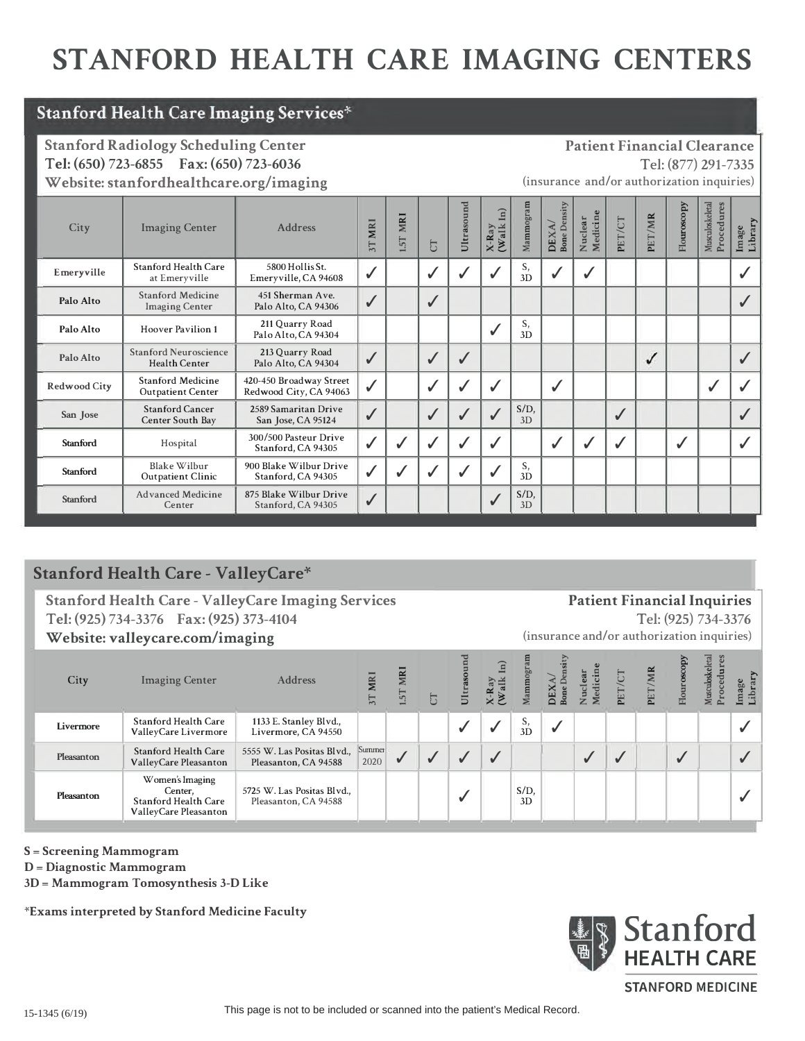# STANFORD HEALTH CARE IMAGING CENTERS

## Stanford Health Care Imaging Services*

**Stanford Radiology Scheduling Center**
**Tel: (650) 723-6855 Fax: (650) 723-6036**
**Website: stanfordhealthcare.org/imaging**

**Patient Financial Clearance**
Tel: (877) 291-7335
(insurance and/or authorization inquiries)

| City | Imaging Center | Address | 3T MRI | 1.5T MRI | CT | Ultrasound | X-Ray (Walk In) | Mammogram | DEXA/ Bone Density | Nuclear Medicine | PET/CT | PET/MR | Flouroscopy | Musculoskeletal Procedures | Image Library |
|---|---|---|---|---|---|---|---|---|---|---|---|---|---|---|---|
| Emeryville | Stanford Health Care at Emeryville | 5800 Hollis St. Emeryville, CA 94608 | ✓ | | ✓ | ✓ | ✓ | S, 3D | ✓ | ✓ | | | | | ✓ |
| Palo Alto | Stanford Medicine Imaging Center | 451 Sherman Ave. Palo Alto, CA 94306 | ✓ | | ✓ | | | | | | | | | | ✓ |
| Palo Alto | Hoover Pavilion 1 | 211 Quarry Road Palo Alto, CA 94304 | | | | | ✓ | S, 3D | | | | | | | |
| Palo Alto | Stanford Neuroscience Health Center | 213 Quarry Road Palo Alto, CA 94304 | ✓ | | ✓ | ✓ | | | | | | ✓ | | | ✓ |
| Redwood City | Stanford Medicine Outpatient Center | 420-450 Broadway Street Redwood City, CA 94063 | ✓ | | ✓ | ✓ | ✓ | | ✓ | | | | | ✓ | ✓ |
| San Jose | Stanford Cancer Center South Bay | 2589 Samaritan Drive San Jose, CA 95124 | ✓ | | ✓ | ✓ | ✓ | S/D, 3D | | | ✓ | | | | ✓ |
| Stanford | Hospital | 300/500 Pasteur Drive Stanford, CA 94305 | ✓ | ✓ | ✓ | ✓ | ✓ | | ✓ | ✓ | ✓ | | ✓ | | ✓ |
| Stanford | Blake Wilbur Outpatient Clinic | 900 Blake Wilbur Drive Stanford, CA 94305 | ✓ | ✓ | ✓ | ✓ | ✓ | S, 3D | | | | | | | |
| Stanford | Advanced Medicine Center | 875 Blake Wilbur Drive Stanford, CA 94305 | ✓ | | | | ✓ | S/D, 3D | | | | | | | |

## Stanford Health Care - ValleyCare*

**Stanford Health Care - ValleyCare Imaging Services**
**Tel: (925) 734-3376 Fax: (925) 373-4104**
**Website: valleycare.com/imaging**

**Patient Financial Inquiries**
Tel: (925) 734-3376
(insurance and/or authorization inquiries)

| City | Imaging Center | Address | 3T MRI | 1.5T MRI | CT | Ultrasound | X-Ray (Walk In) | Mammogram | DEXA/ Bone Density | Nuclear Medicine | PET/CT | PET/MR | Flouroscopy | Musculoskeletal Procedures | Image Library |
|---|---|---|---|---|---|---|---|---|---|---|---|---|---|---|---|
| Livermore | Stanford Health Care ValleyCare Livermore | 1133 E. Stanley Blvd., Livermore, CA 94550 | | | | ✓ | ✓ | S, 3D | ✓ | | | | | | ✓ |
| Pleasanton | Stanford Health Care ValleyCare Pleasanton | 5555 W. Las Positas Blvd., Pleasanton, CA 94588 | Summer 2020 | ✓ | ✓ | ✓ | ✓ | | | ✓ | ✓ | | ✓ | | ✓ |
| Pleasanton | Women's Imaging Center, Stanford Health Care ValleyCare Pleasanton | 5725 W. Las Positas Blvd., Pleasanton, CA 94588 | | | | ✓ | | S/D, 3D | | | | | | | ✓ |

**S = Screening Mammogram**
**D = Diagnostic Mammogram**
**3D = Mammogram Tomosynthesis 3-D Like**

***Exams interpreted by Stanford Medicine Faculty**

Stanford HEALTH CARE
STANFORD MEDICINE

15-1345 (6/19)

This page is not to be included or scanned into the patient's Medical Record.